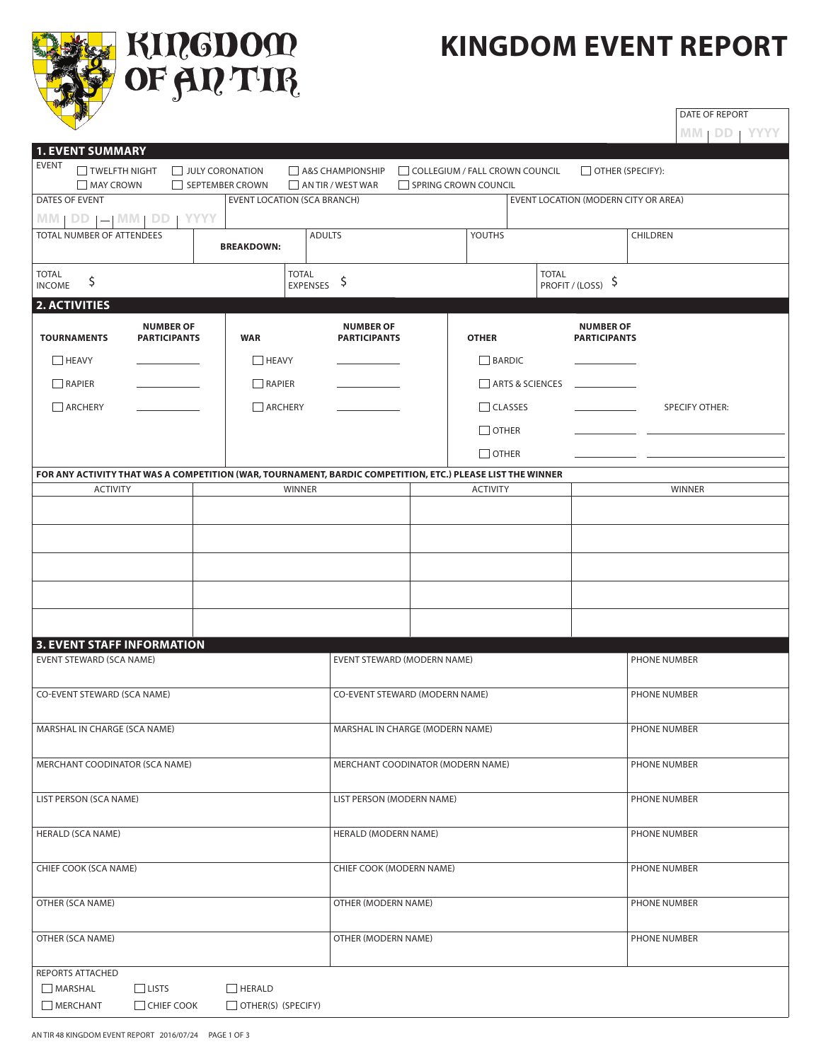# KINGDOM OF AN TIR

# KINGDOM EVENT REPORT

DATE OF REPORT: MM | DD | YYYY

## 1. EVENT SUMMARY

EVENT:
- ☐ TWELFTH NIGHT
- ☐ MAY CROWN
- ☐ JULY CORONATION
- ☐ SEPTEMBER CROWN
- ☐ A&S CHAMPIONSHIP
- ☐ AN TIR / WEST WAR
- ☐ COLLEGIUM / FALL CROWN COUNCIL
- ☐ SPRING CROWN COUNCIL
- ☐ OTHER (SPECIFY):

| DATES OF EVENT | EVENT LOCATION (SCA BRANCH) | EVENT LOCATION (MODERN CITY OR AREA) |
|---|---|---|
| MM \| DD \| — \| MM \| DD \| YYYY | | |

| TOTAL NUMBER OF ATTENDEES | BREAKDOWN: | ADULTS | YOUTHS | CHILDREN |
|---|---|---|---|---|
| | | | | |

| TOTAL INCOME | TOTAL EXPENSES | TOTAL PROFIT / (LOSS) |
|---|---|---|
| $ | $ | $ |

## 2. ACTIVITIES

| TOURNAMENTS | NUMBER OF PARTICIPANTS | WAR | NUMBER OF PARTICIPANTS | OTHER | NUMBER OF PARTICIPANTS | |
|---|---|---|---|---|---|---|
| ☐ HEAVY | ________ | ☐ HEAVY | ________ | ☐ BARDIC | ________ | |
| ☐ RAPIER | ________ | ☐ RAPIER | ________ | ☐ ARTS & SCIENCES | ________ | |
| ☐ ARCHERY | ________ | ☐ ARCHERY | ________ | ☐ CLASSES | ________ | SPECIFY OTHER: |
| | | | | ☐ OTHER | ________ | ________ |
| | | | | ☐ OTHER | ________ | ________ |

**FOR ANY ACTIVITY THAT WAS A COMPETITION (WAR, TOURNAMENT, BARDIC COMPETITION, ETC.) PLEASE LIST THE WINNER**

| ACTIVITY | WINNER | ACTIVITY | WINNER |
|---|---|---|---|
| | | | |
| | | | |
| | | | |
| | | | |
| | | | |

## 3. EVENT STAFF INFORMATION

| EVENT STEWARD (SCA NAME) | EVENT STEWARD (MODERN NAME) | PHONE NUMBER |
|---|---|---|
| | | |
| CO-EVENT STEWARD (SCA NAME) | CO-EVENT STEWARD (MODERN NAME) | PHONE NUMBER |
| MARSHAL IN CHARGE (SCA NAME) | MARSHAL IN CHARGE (MODERN NAME) | PHONE NUMBER |
| MERCHANT COODINATOR (SCA NAME) | MERCHANT COODINATOR (MODERN NAME) | PHONE NUMBER |
| LIST PERSON (SCA NAME) | LIST PERSON (MODERN NAME) | PHONE NUMBER |
| HERALD (SCA NAME) | HERALD (MODERN NAME) | PHONE NUMBER |
| CHIEF COOK (SCA NAME) | CHIEF COOK (MODERN NAME) | PHONE NUMBER |
| OTHER (SCA NAME) | OTHER (MODERN NAME) | PHONE NUMBER |
| OTHER (SCA NAME) | OTHER (MODERN NAME) | PHONE NUMBER |

REPORTS ATTACHED
- ☐ MARSHAL
- ☐ MERCHANT
- ☐ LISTS
- ☐ CHIEF COOK
- ☐ HERALD
- ☐ OTHER(S) (SPECIFY)

AN TIR 48 KINGDOM EVENT REPORT 2016/07/24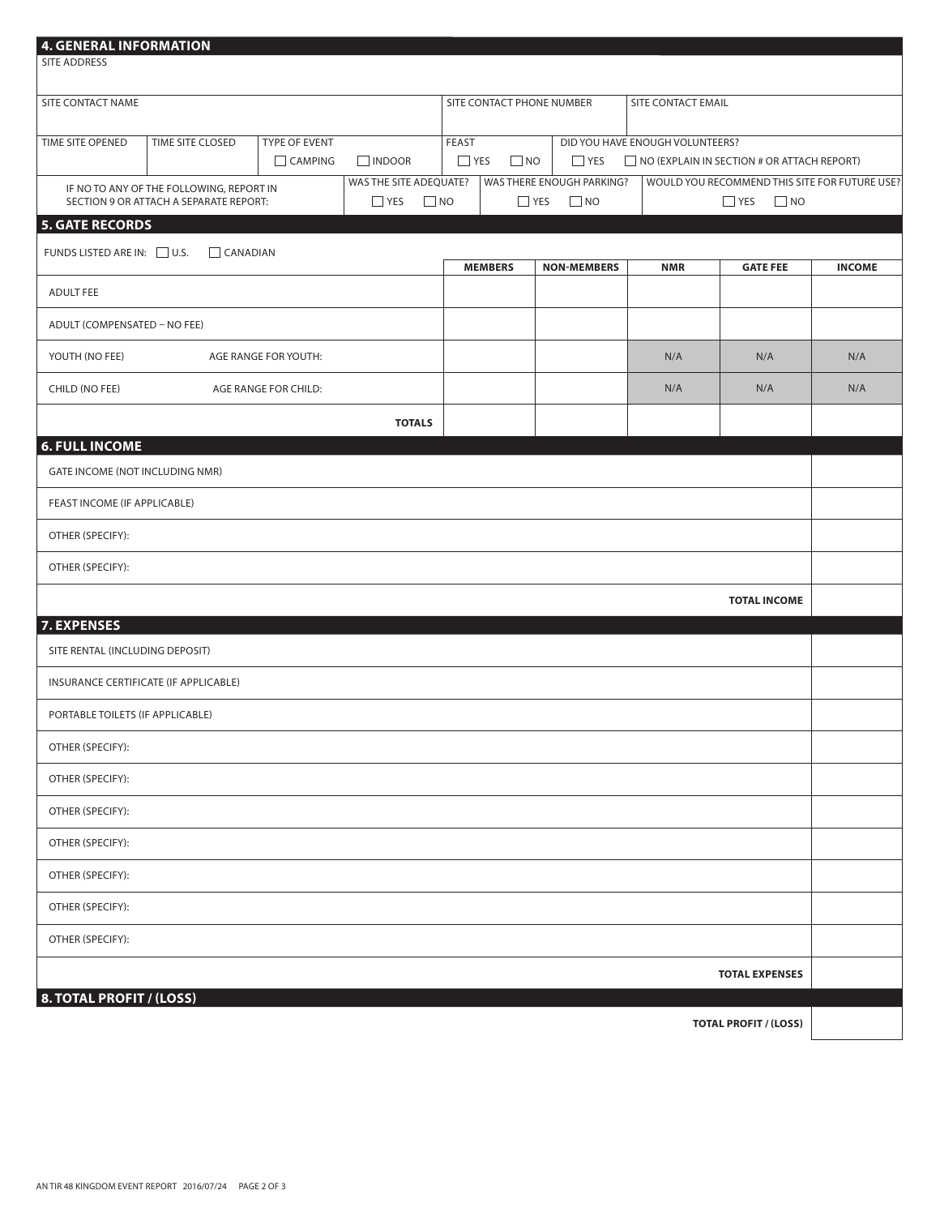## 4. GENERAL INFORMATION

| SITE ADDRESS | | | | | |
|---|---|---|---|---|---|
| | | | | | |

| SITE CONTACT NAME | SITE CONTACT PHONE NUMBER | SITE CONTACT EMAIL |
|---|---|---|
| | | |

| TIME SITE OPENED | TIME SITE CLOSED | TYPE OF EVENT | FEAST | DID YOU HAVE ENOUGH VOLUNTEERS? |
|---|---|---|---|---|
| | | ☐ CAMPING ☐ INDOOR | ☐ YES ☐ NO | ☐ YES ☐ NO (EXPLAIN IN SECTION # OR ATTACH REPORT) |

| IF NO TO ANY OF THE FOLLOWING, REPORT IN SECTION 9 OR ATTACH A SEPARATE REPORT: | WAS THE SITE ADEQUATE? | WAS THERE ENOUGH PARKING? | WOULD YOU RECOMMEND THIS SITE FOR FUTURE USE? |
|---|---|---|---|
| | ☐ YES ☐ NO | ☐ YES ☐ NO | ☐ YES ☐ NO |

## 5. GATE RECORDS

FUNDS LISTED ARE IN: ☐ U.S. ☐ CANADIAN

| | MEMBERS | NON-MEMBERS | NMR | GATE FEE | INCOME |
|---|---|---|---|---|---|
| ADULT FEE | | | | | |
| ADULT (COMPENSATED – NO FEE) | | | | | |
| YOUTH (NO FEE) AGE RANGE FOR YOUTH: | | | N/A | N/A | N/A |
| CHILD (NO FEE) AGE RANGE FOR CHILD: | | | N/A | N/A | N/A |
| **TOTALS** | | | | | |

## 6. FULL INCOME

| | |
|---|---|
| GATE INCOME (NOT INCLUDING NMR) | |
| FEAST INCOME (IF APPLICABLE) | |
| OTHER (SPECIFY): | |
| OTHER (SPECIFY): | |
| **TOTAL INCOME** | |

## 7. EXPENSES

| | |
|---|---|
| SITE RENTAL (INCLUDING DEPOSIT) | |
| INSURANCE CERTIFICATE (IF APPLICABLE) | |
| PORTABLE TOILETS (IF APPLICABLE) | |
| OTHER (SPECIFY): | |
| OTHER (SPECIFY): | |
| OTHER (SPECIFY): | |
| OTHER (SPECIFY): | |
| OTHER (SPECIFY): | |
| OTHER (SPECIFY): | |
| OTHER (SPECIFY): | |
| **TOTAL EXPENSES** | |

## 8. TOTAL PROFIT / (LOSS)

| | |
|---|---|
| **TOTAL PROFIT / (LOSS)** | |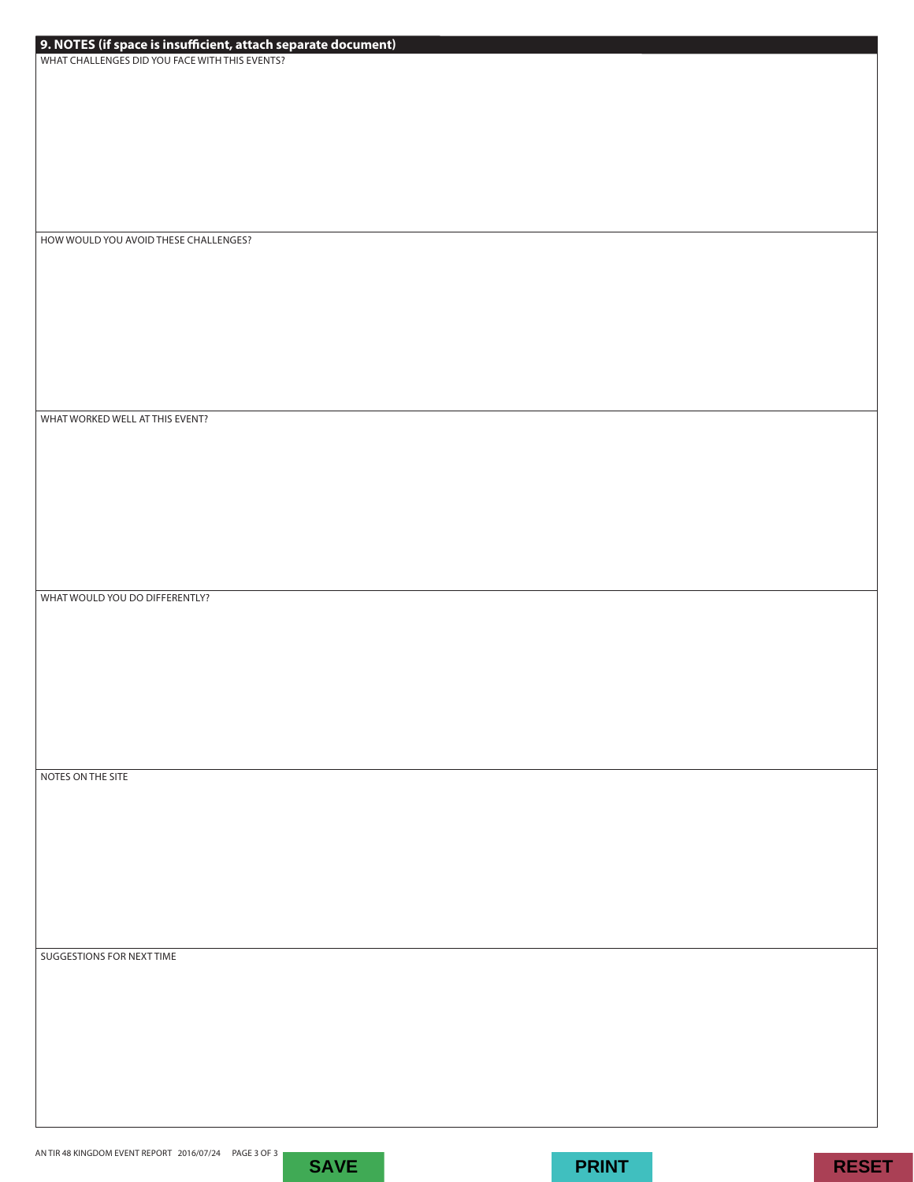## 9. NOTES (if space is insufficient, attach separate document)

WHAT CHALLENGES DID YOU FACE WITH THIS EVENTS?

HOW WOULD YOU AVOID THESE CHALLENGES?

WHAT WORKED WELL AT THIS EVENT?

WHAT WOULD YOU DO DIFFERENTLY?

NOTES ON THE SITE

SUGGESTIONS FOR NEXT TIME

SAVE PRINT RESET